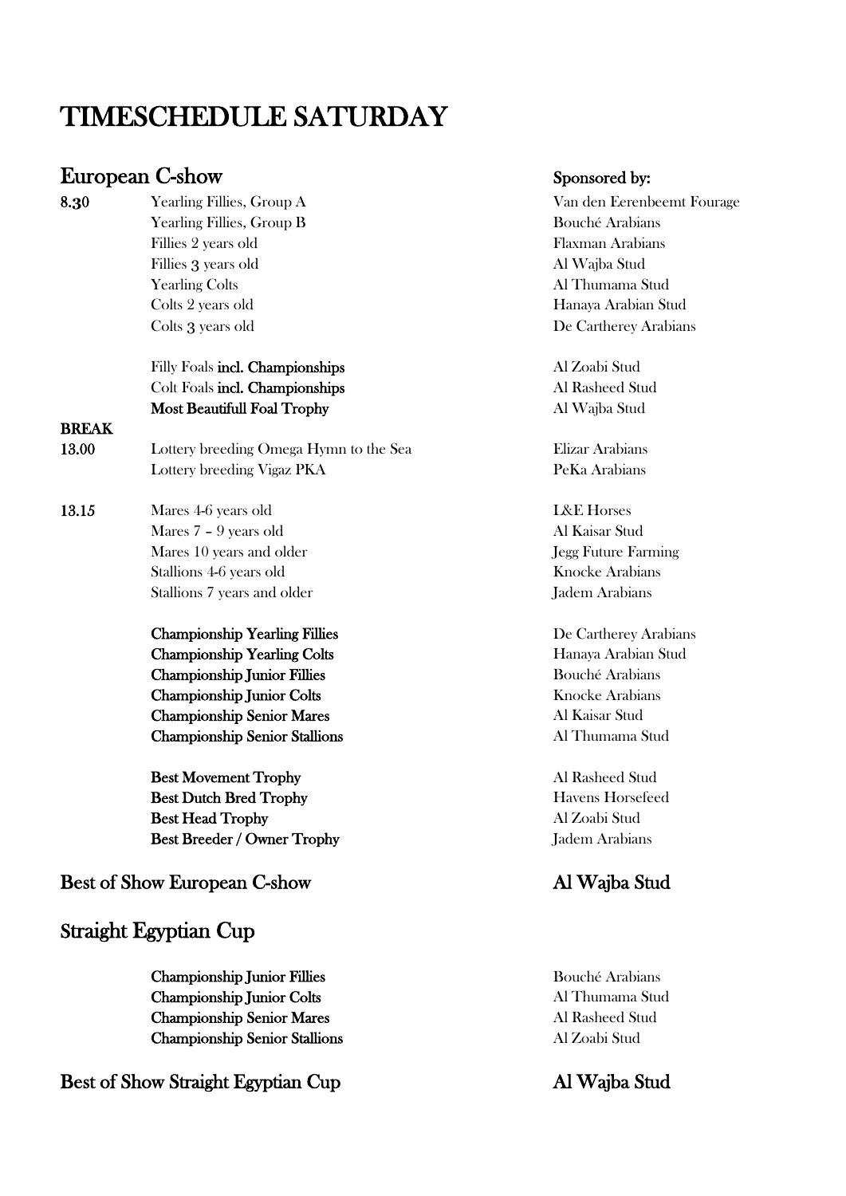# TIMESCHEDULE SATURDAY

## European C-show

| Time | Class | Sponsored by: |
|---|---|---|
| **8.30** | Yearling Fillies, Group A | Van den Eerenbeemt Fourage |
| | Yearling Fillies, Group B | Bouché Arabians |
| | Fillies 2 years old | Flaxman Arabians |
| | Fillies 3 years old | Al Wajba Stud |
| | Yearling Colts | Al Thumama Stud |
| | Colts 2 years old | Hanaya Arabian Stud |
| | Colts 3 years old | De Cartherey Arabians |
| | Filly Foals **incl. Championships** | Al Zoabi Stud |
| | Colt Foals **incl. Championships** | Al Rasheed Stud |
| | **Most Beautifull Foal Trophy** | Al Wajba Stud |
| **BREAK** | | |
| **13.00** | Lottery breeding Omega Hymn to the Sea | Elizar Arabians |
| | Lottery breeding Vigaz PKA | PeKa Arabians |
| **13.15** | Mares 4-6 years old | L&E Horses |
| | Mares 7 – 9 years old | Al Kaisar Stud |
| | Mares 10 years and older | Jegg Future Farming |
| | Stallions 4-6 years old | Knocke Arabians |
| | Stallions 7 years and older | Jadem Arabians |
| | **Championship Yearling Fillies** | De Cartherey Arabians |
| | **Championship Yearling Colts** | Hanaya Arabian Stud |
| | **Championship Junior Fillies** | Bouché Arabians |
| | **Championship Junior Colts** | Knocke Arabians |
| | **Championship Senior Mares** | Al Kaisar Stud |
| | **Championship Senior Stallions** | Al Thumama Stud |
| | **Best Movement Trophy** | Al Rasheed Stud |
| | **Best Dutch Bred Trophy** | Havens Horsefeed |
| | **Best Head Trophy** | Al Zoabi Stud |
| | **Best Breeder / Owner Trophy** | Jadem Arabians |

## Best of Show European C-show — Al Wajba Stud

## Straight Egyptian Cup

| Class | Sponsored by |
|---|---|
| **Championship Junior Fillies** | Bouché Arabians |
| **Championship Junior Colts** | Al Thumama Stud |
| **Championship Senior Mares** | Al Rasheed Stud |
| **Championship Senior Stallions** | Al Zoabi Stud |

## Best of Show Straight Egyptian Cup — Al Wajba Stud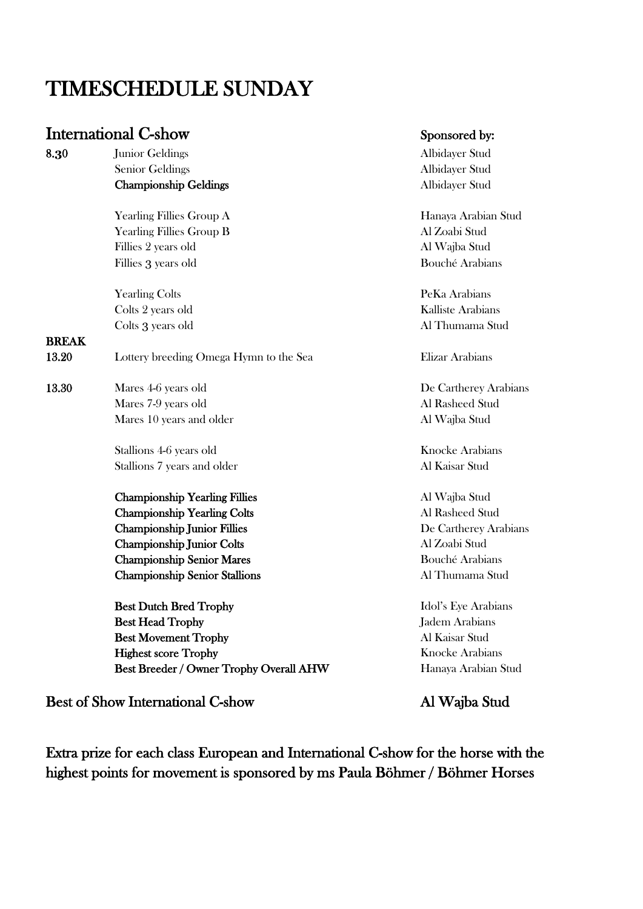# TIMESCHEDULE SUNDAY

## International C-show

| Time | Class | Sponsored by: |
| --- | --- | --- |
| **8.30** | Junior Geldings | Albidayer Stud |
| | Senior Geldings | Albidayer Stud |
| | **Championship Geldings** | Albidayer Stud |
| | Yearling Fillies Group A | Hanaya Arabian Stud |
| | Yearling Fillies Group B | Al Zoabi Stud |
| | Fillies 2 years old | Al Wajba Stud |
| | Fillies 3 years old | Bouché Arabians |
| | Yearling Colts | PeKa Arabians |
| | Colts 2 years old | Kalliste Arabians |
| | Colts 3 years old | Al Thumama Stud |
| **BREAK** | | |
| **13.20** | Lottery breeding Omega Hymn to the Sea | Elizar Arabians |
| **13.30** | Mares 4-6 years old | De Cartherey Arabians |
| | Mares 7-9 years old | Al Rasheed Stud |
| | Mares 10 years and older | Al Wajba Stud |
| | Stallions 4-6 years old | Knocke Arabians |
| | Stallions 7 years and older | Al Kaisar Stud |
| | **Championship Yearling Fillies** | Al Wajba Stud |
| | **Championship Yearling Colts** | Al Rasheed Stud |
| | **Championship Junior Fillies** | De Cartherey Arabians |
| | **Championship Junior Colts** | Al Zoabi Stud |
| | **Championship Senior Mares** | Bouché Arabians |
| | **Championship Senior Stallions** | Al Thumama Stud |
| | **Best Dutch Bred Trophy** | Idol's Eye Arabians |
| | **Best Head Trophy** | Jadem Arabians |
| | **Best Movement Trophy** | Al Kaisar Stud |
| | **Highest score Trophy** | Knocke Arabians |
| | **Best Breeder / Owner Trophy Overall AHW** | Hanaya Arabian Stud |

**Best of Show International C-show** — **Al Wajba Stud**

**Extra prize for each class European and International C-show for the horse with the highest points for movement is sponsored by ms Paula Böhmer / Böhmer Horses**